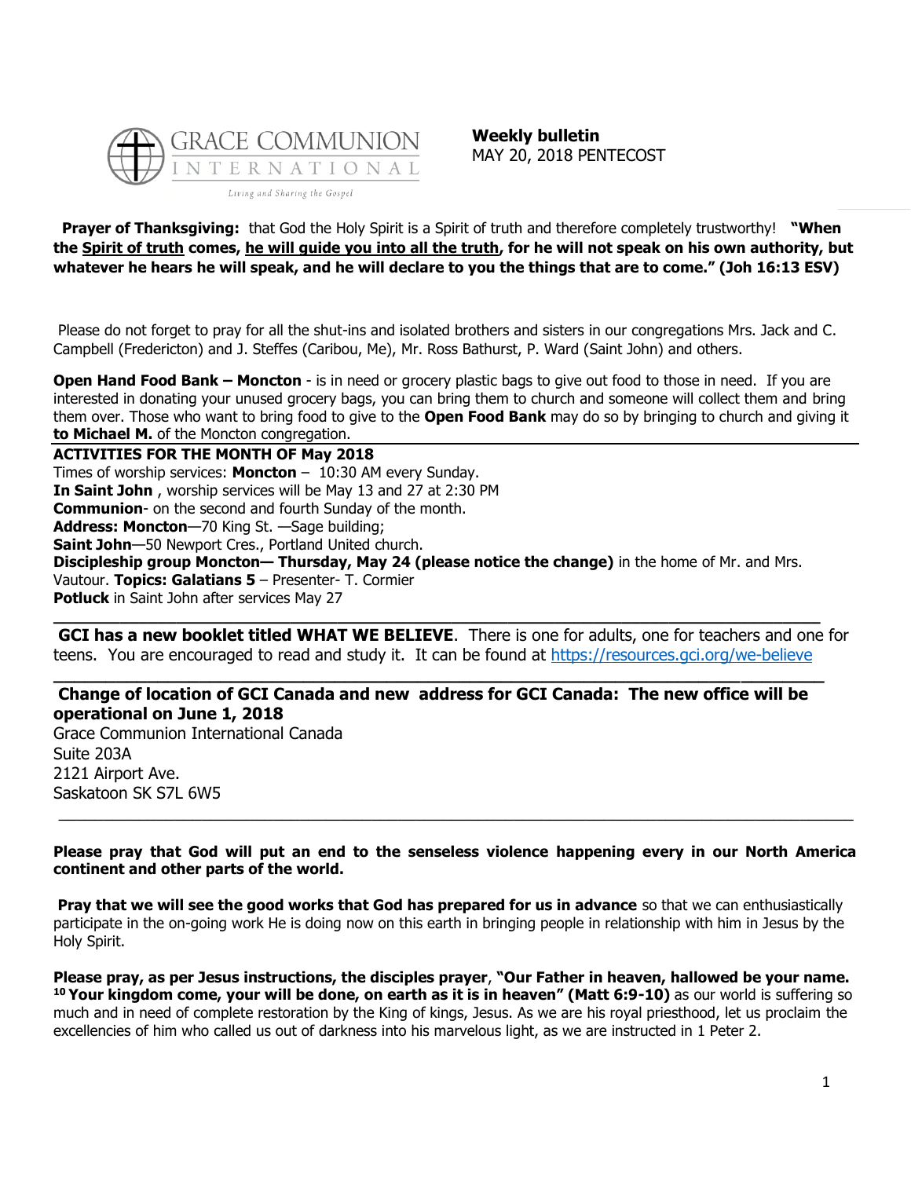**Weekly bulletin**
MAY 20, 2018 PENTECOST

**Prayer of Thanksgiving:** that God the Holy Spirit is a Spirit of truth and therefore completely trustworthy! **"When the Spirit of truth comes, he will guide you into all the truth, for he will not speak on his own authority, but whatever he hears he will speak, and he will declare to you the things that are to come." (Joh 16:13 ESV)**

Please do not forget to pray for all the shut-ins and isolated brothers and sisters in our congregations Mrs. Jack and C. Campbell (Fredericton) and J. Steffes (Caribou, Me), Mr. Ross Bathurst, P. Ward (Saint John) and others.

**Open Hand Food Bank – Moncton** - is in need or grocery plastic bags to give out food to those in need. If you are interested in donating your unused grocery bags, you can bring them to church and someone will collect them and bring them over. Those who want to bring food to give to the **Open Food Bank** may do so by bringing to church and giving it **to Michael M.** of the Moncton congregation.

**ACTIVITIES FOR THE MONTH OF May 2018**

Times of worship services: **Moncton** – 10:30 AM every Sunday.
**In Saint John** , worship services will be May 13 and 27 at 2:30 PM
**Communion**- on the second and fourth Sunday of the month.
**Address: Moncton**—70 King St. —Sage building;
**Saint John**—50 Newport Cres., Portland United church.
**Discipleship group Moncton— Thursday, May 24 (please notice the change)** in the home of Mr. and Mrs. Vautour. **Topics: Galatians 5** – Presenter- T. Cormier
**Potluck** in Saint John after services May 27

---

**GCI has a new booklet titled WHAT WE BELIEVE**. There is one for adults, one for teachers and one for teens. You are encouraged to read and study it. It can be found at https://resources.gci.org/we-believe

---

**Change of location of GCI Canada and new address for GCI Canada: The new office will be operational on June 1, 2018**

Grace Communion International Canada
Suite 203A
2121 Airport Ave.
Saskatoon SK S7L 6W5

---

**Please pray that God will put an end to the senseless violence happening every in our North America continent and other parts of the world.**

**Pray that we will see the good works that God has prepared for us in advance** so that we can enthusiastically participate in the on-going work He is doing now on this earth in bringing people in relationship with him in Jesus by the Holy Spirit.

**Please pray, as per Jesus instructions, the disciples prayer**, **"Our Father in heaven, hallowed be your name. [10] Your kingdom come, your will be done, on earth as it is in heaven" (Matt 6:9-10)** as our world is suffering so much and in need of complete restoration by the King of kings, Jesus. As we are his royal priesthood, let us proclaim the excellencies of him who called us out of darkness into his marvelous light, as we are instructed in 1 Peter 2.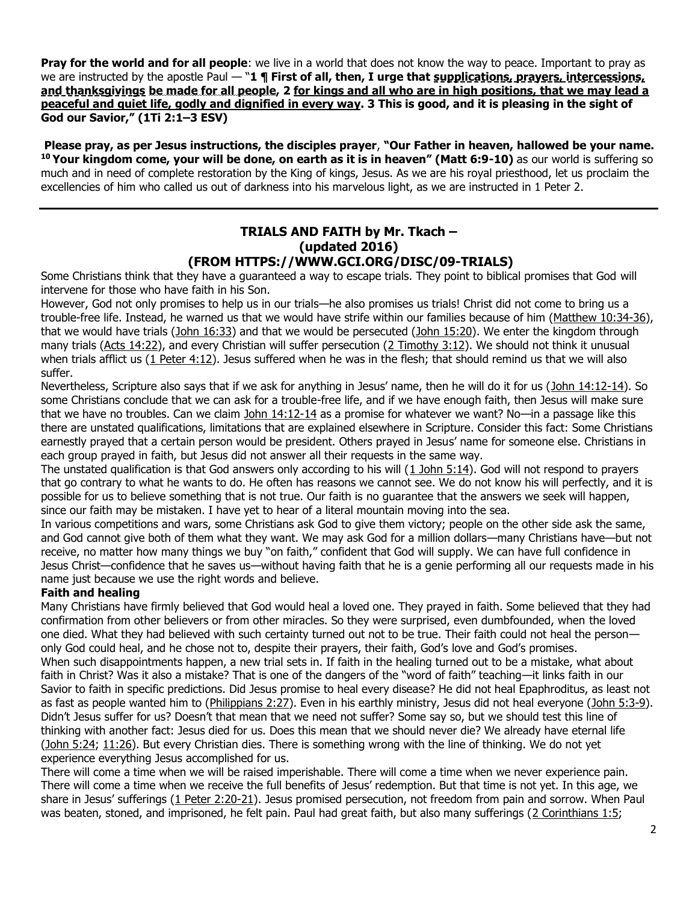**Pray for the world and for all people**: we live in a world that does not know the way to peace. Important to pray as we are instructed by the apostle Paul — "**1 ¶ First of all, then, I urge that supplications, prayers, intercessions, and thanksgivings be made for all people, 2 for kings and all who are in high positions, that we may lead a peaceful and quiet life, godly and dignified in every way. 3 This is good, and it is pleasing in the sight of God our Savior," (1Ti 2:1–3 ESV)**

**Please pray, as per Jesus instructions, the disciples prayer**, **"Our Father in heaven, hallowed be your name. 10 Your kingdom come, your will be done, on earth as it is in heaven" (Matt 6:9-10)** as our world is suffering so much and in need of complete restoration by the King of kings, Jesus. As we are his royal priesthood, let us proclaim the excellencies of him who called us out of darkness into his marvelous light, as we are instructed in 1 Peter 2.

---

## TRIALS AND FAITH by Mr. Tkach – (updated 2016) (FROM HTTPS://WWW.GCI.ORG/DISC/09-TRIALS)

Some Christians think that they have a guaranteed a way to escape trials. They point to biblical promises that God will intervene for those who have faith in his Son.

However, God not only promises to help us in our trials—he also promises us trials! Christ did not come to bring us a trouble-free life. Instead, he warned us that we would have strife within our families because of him (Matthew 10:34-36), that we would have trials (John 16:33) and that we would be persecuted (John 15:20). We enter the kingdom through many trials (Acts 14:22), and every Christian will suffer persecution (2 Timothy 3:12). We should not think it unusual when trials afflict us (1 Peter 4:12). Jesus suffered when he was in the flesh; that should remind us that we will also suffer.

Nevertheless, Scripture also says that if we ask for anything in Jesus' name, then he will do it for us (John 14:12-14). So some Christians conclude that we can ask for a trouble-free life, and if we have enough faith, then Jesus will make sure that we have no troubles. Can we claim John 14:12-14 as a promise for whatever we want? No—in a passage like this there are unstated qualifications, limitations that are explained elsewhere in Scripture. Consider this fact: Some Christians earnestly prayed that a certain person would be president. Others prayed in Jesus' name for someone else. Christians in each group prayed in faith, but Jesus did not answer all their requests in the same way.

The unstated qualification is that God answers only according to his will (1 John 5:14). God will not respond to prayers that go contrary to what he wants to do. He often has reasons we cannot see. We do not know his will perfectly, and it is possible for us to believe something that is not true. Our faith is no guarantee that the answers we seek will happen, since our faith may be mistaken. I have yet to hear of a literal mountain moving into the sea.

In various competitions and wars, some Christians ask God to give them victory; people on the other side ask the same, and God cannot give both of them what they want. We may ask God for a million dollars—many Christians have—but not receive, no matter how many things we buy "on faith," confident that God will supply. We can have full confidence in Jesus Christ—confidence that he saves us—without having faith that he is a genie performing all our requests made in his name just because we use the right words and believe.

### Faith and healing

Many Christians have firmly believed that God would heal a loved one. They prayed in faith. Some believed that they had confirmation from other believers or from other miracles. So they were surprised, even dumbfounded, when the loved one died. What they had believed with such certainty turned out not to be true. Their faith could not heal the person—only God could heal, and he chose not to, despite their prayers, their faith, God's love and God's promises.

When such disappointments happen, a new trial sets in. If faith in the healing turned out to be a mistake, what about faith in Christ? Was it also a mistake? That is one of the dangers of the "word of faith" teaching—it links faith in our Savior to faith in specific predictions. Did Jesus promise to heal every disease? He did not heal Epaphroditus, as least not as fast as people wanted him to (Philippians 2:27). Even in his earthly ministry, Jesus did not heal everyone (John 5:3-9). Didn't Jesus suffer for us? Doesn't that mean that we need not suffer? Some say so, but we should test this line of thinking with another fact: Jesus died for us. Does this mean that we should never die? We already have eternal life (John 5:24; 11:26). But every Christian dies. There is something wrong with the line of thinking. We do not yet experience everything Jesus accomplished for us.

There will come a time when we will be raised imperishable. There will come a time when we never experience pain. There will come a time when we receive the full benefits of Jesus' redemption. But that time is not yet. In this age, we share in Jesus' sufferings (1 Peter 2:20-21). Jesus promised persecution, not freedom from pain and sorrow. When Paul was beaten, stoned, and imprisoned, he felt pain. Paul had great faith, but also many sufferings (2 Corinthians 1:5;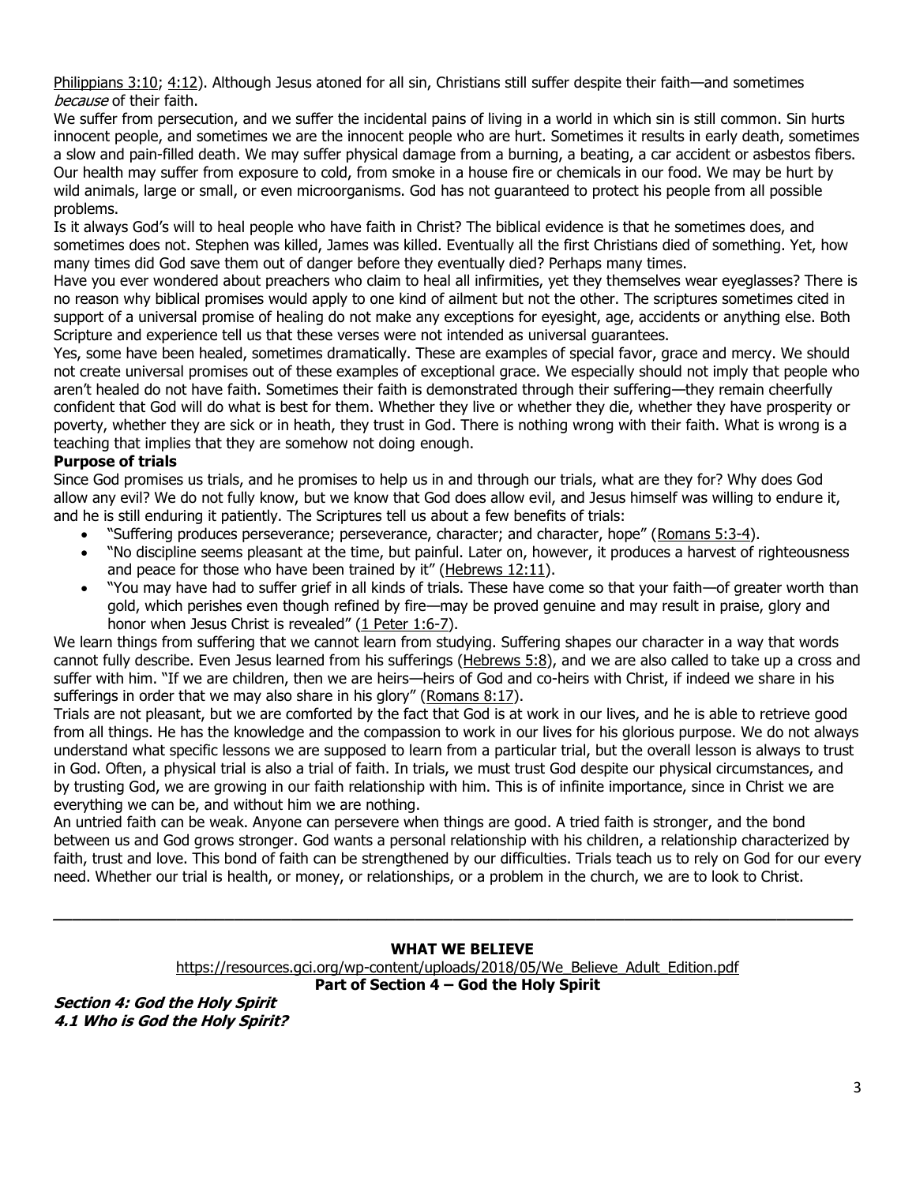Philippians 3:10; 4:12). Although Jesus atoned for all sin, Christians still suffer despite their faith—and sometimes *because* of their faith.

We suffer from persecution, and we suffer the incidental pains of living in a world in which sin is still common. Sin hurts innocent people, and sometimes we are the innocent people who are hurt. Sometimes it results in early death, sometimes a slow and pain-filled death. We may suffer physical damage from a burning, a beating, a car accident or asbestos fibers. Our health may suffer from exposure to cold, from smoke in a house fire or chemicals in our food. We may be hurt by wild animals, large or small, or even microorganisms. God has not guaranteed to protect his people from all possible problems.

Is it always God's will to heal people who have faith in Christ? The biblical evidence is that he sometimes does, and sometimes does not. Stephen was killed, James was killed. Eventually all the first Christians died of something. Yet, how many times did God save them out of danger before they eventually died? Perhaps many times.

Have you ever wondered about preachers who claim to heal all infirmities, yet they themselves wear eyeglasses? There is no reason why biblical promises would apply to one kind of ailment but not the other. The scriptures sometimes cited in support of a universal promise of healing do not make any exceptions for eyesight, age, accidents or anything else. Both Scripture and experience tell us that these verses were not intended as universal guarantees.

Yes, some have been healed, sometimes dramatically. These are examples of special favor, grace and mercy. We should not create universal promises out of these examples of exceptional grace. We especially should not imply that people who aren't healed do not have faith. Sometimes their faith is demonstrated through their suffering—they remain cheerfully confident that God will do what is best for them. Whether they live or whether they die, whether they have prosperity or poverty, whether they are sick or in heath, they trust in God. There is nothing wrong with their faith. What is wrong is a teaching that implies that they are somehow not doing enough.

**Purpose of trials**

Since God promises us trials, and he promises to help us in and through our trials, what are they for? Why does God allow any evil? We do not fully know, but we know that God does allow evil, and Jesus himself was willing to endure it, and he is still enduring it patiently. The Scriptures tell us about a few benefits of trials:

- "Suffering produces perseverance; perseverance, character; and character, hope" (Romans 5:3-4).
- "No discipline seems pleasant at the time, but painful. Later on, however, it produces a harvest of righteousness and peace for those who have been trained by it" (Hebrews 12:11).
- "You may have had to suffer grief in all kinds of trials. These have come so that your faith—of greater worth than gold, which perishes even though refined by fire—may be proved genuine and may result in praise, glory and honor when Jesus Christ is revealed" (1 Peter 1:6-7).

We learn things from suffering that we cannot learn from studying. Suffering shapes our character in a way that words cannot fully describe. Even Jesus learned from his sufferings (Hebrews 5:8), and we are also called to take up a cross and suffer with him. "If we are children, then we are heirs—heirs of God and co-heirs with Christ, if indeed we share in his sufferings in order that we may also share in his glory" (Romans 8:17).

Trials are not pleasant, but we are comforted by the fact that God is at work in our lives, and he is able to retrieve good from all things. He has the knowledge and the compassion to work in our lives for his glorious purpose. We do not always understand what specific lessons we are supposed to learn from a particular trial, but the overall lesson is always to trust in God. Often, a physical trial is also a trial of faith. In trials, we must trust God despite our physical circumstances, and by trusting God, we are growing in our faith relationship with him. This is of infinite importance, since in Christ we are everything we can be, and without him we are nothing.

An untried faith can be weak. Anyone can persevere when things are good. A tried faith is stronger, and the bond between us and God grows stronger. God wants a personal relationship with his children, a relationship characterized by faith, trust and love. This bond of faith can be strengthened by our difficulties. Trials teach us to rely on God for our every need. Whether our trial is health, or money, or relationships, or a problem in the church, we are to look to Christ.

---

**WHAT WE BELIEVE**

https://resources.gci.org/wp-content/uploads/2018/05/We_Believe_Adult_Edition.pdf

**Part of Section 4 – God the Holy Spirit**

***Section 4: God the Holy Spirit***

***4.1 Who is God the Holy Spirit?***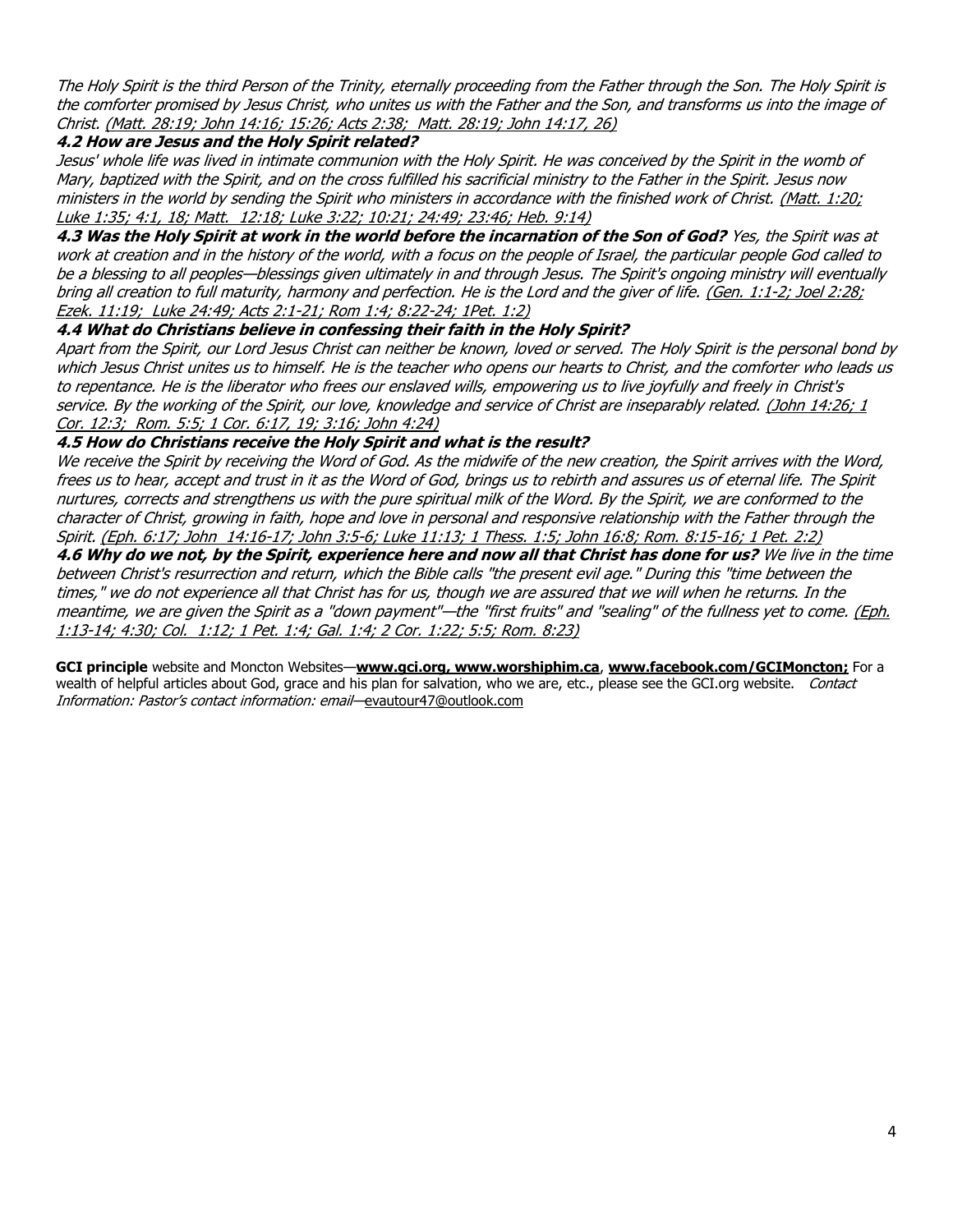*The Holy Spirit is the third Person of the Trinity, eternally proceeding from the Father through the Son. The Holy Spirit is the comforter promised by Jesus Christ, who unites us with the Father and the Son, and transforms us into the image of Christ. (Matt. 28:19; John 14:16; 15:26; Acts 2:38; Matt. 28:19; John 14:17, 26)*

***4.2 How are Jesus and the Holy Spirit related?***

*Jesus' whole life was lived in intimate communion with the Holy Spirit. He was conceived by the Spirit in the womb of Mary, baptized with the Spirit, and on the cross fulfilled his sacrificial ministry to the Father in the Spirit. Jesus now ministers in the world by sending the Spirit who ministers in accordance with the finished work of Christ. (Matt. 1:20; Luke 1:35; 4:1, 18; Matt. 12:18; Luke 3:22; 10:21; 24:49; 23:46; Heb. 9:14)*

***4.3 Was the Holy Spirit at work in the world before the incarnation of the Son of God?*** *Yes, the Spirit was at work at creation and in the history of the world, with a focus on the people of Israel, the particular people God called to be a blessing to all peoples—blessings given ultimately in and through Jesus. The Spirit's ongoing ministry will eventually bring all creation to full maturity, harmony and perfection. He is the Lord and the giver of life. (Gen. 1:1-2; Joel 2:28; Ezek. 11:19; Luke 24:49; Acts 2:1-21; Rom 1:4; 8:22-24; 1Pet. 1:2)*

***4.4 What do Christians believe in confessing their faith in the Holy Spirit?***

*Apart from the Spirit, our Lord Jesus Christ can neither be known, loved or served. The Holy Spirit is the personal bond by which Jesus Christ unites us to himself. He is the teacher who opens our hearts to Christ, and the comforter who leads us to repentance. He is the liberator who frees our enslaved wills, empowering us to live joyfully and freely in Christ's service. By the working of the Spirit, our love, knowledge and service of Christ are inseparably related. (John 14:26; 1 Cor. 12:3; Rom. 5:5; 1 Cor. 6:17, 19; 3:16; John 4:24)*

***4.5 How do Christians receive the Holy Spirit and what is the result?***

*We receive the Spirit by receiving the Word of God. As the midwife of the new creation, the Spirit arrives with the Word, frees us to hear, accept and trust in it as the Word of God, brings us to rebirth and assures us of eternal life. The Spirit nurtures, corrects and strengthens us with the pure spiritual milk of the Word. By the Spirit, we are conformed to the character of Christ, growing in faith, hope and love in personal and responsive relationship with the Father through the Spirit. (Eph. 6:17; John 14:16-17; John 3:5-6; Luke 11:13; 1 Thess. 1:5; John 16:8; Rom. 8:15-16; 1 Pet. 2:2)*

***4.6 Why do we not, by the Spirit, experience here and now all that Christ has done for us?*** *We live in the time between Christ's resurrection and return, which the Bible calls "the present evil age." During this "time between the times," we do not experience all that Christ has for us, though we are assured that we will when he returns. In the meantime, we are given the Spirit as a "down payment"—the "first fruits" and "sealing" of the fullness yet to come. (Eph. 1:13-14; 4:30; Col. 1:12; 1 Pet. 1:4; Gal. 1:4; 2 Cor. 1:22; 5:5; Rom. 8:23)*

**GCI principle** website and Moncton Websites—**www.gci.org, www.worshiphim.ca**, **www.facebook.com/GCIMoncton;** For a wealth of helpful articles about God, grace and his plan for salvation, who we are, etc., please see the GCI.org website. *Contact Information: Pastor's contact information: email*—evautour47@outlook.com